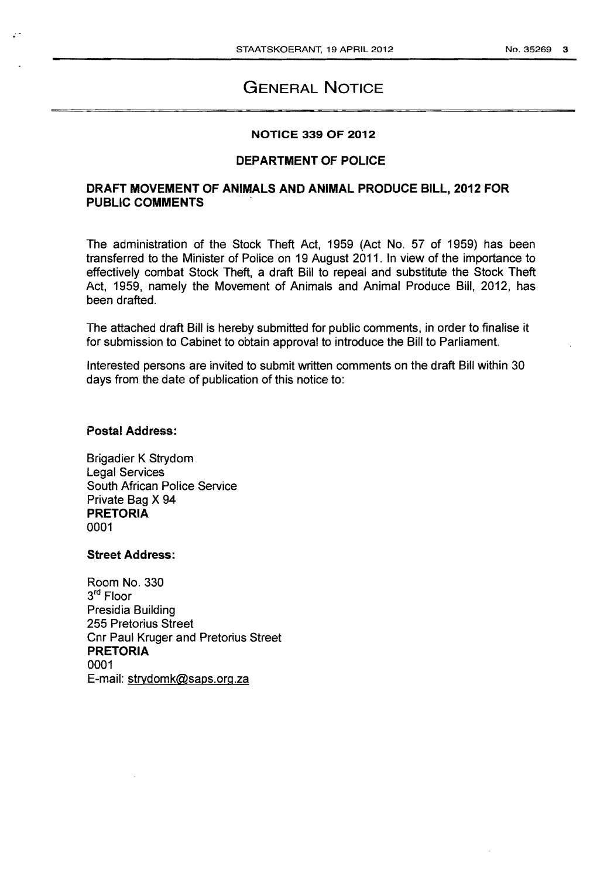# GENERAL NOTICE

## NOTICE 339 OF 2012

## DEPARTMENT OF POLICE

## DRAFT MOVEMENT OF ANIMALS AND ANIMAL PRODUCE BILL, 2012 FOR PUBLIC COMMENTS

The administration of the Stock Theft Act, 1959 (Act No. 57 of 1959) has been transferred to the Minister of Police on 19 August 2011. In view of the importance to effectively combat Stock Theft, a draft Bill to repeal and substitute the Stock Theft Act, 1959, namely the Movement of Animals and Animal Produce Bill, 2012, has been drafted.

The attached draft Bill is hereby submitted for public comments, in order to finalise it for submission to Cabinet to obtain approval to introduce the Bill to Parliament.

Interested persons are invited to submit written comments on the draft Bill within 30 days from the date of publication of this notice to:

**Postal Address:**

Brigadier K Strydom
Legal Services
South African Police Service
Private Bag X 94
**PRETORIA**
0001

**Street Address:**

Room No. 330
3rd Floor
Presidia Building
255 Pretorius Street
Cnr Paul Kruger and Pretorius Street
**PRETORIA**
0001
E-mail: strydomk@saps.org.za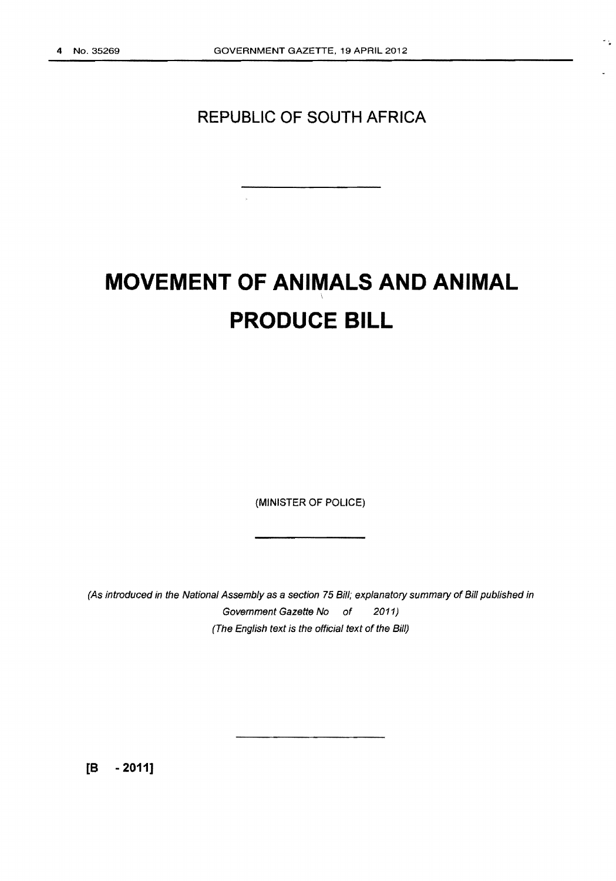REPUBLIC OF SOUTH AFRICA

# MOVEMENT OF ANIMALS AND ANIMAL PRODUCE BILL

(MINISTER OF POLICE)

*(As introduced in the National Assembly as a section 75 Bill; explanatory summary of Bill published in Government Gazette No of 2011)*
*(The English text is the official text of the Bill)*

**[B - 2011]**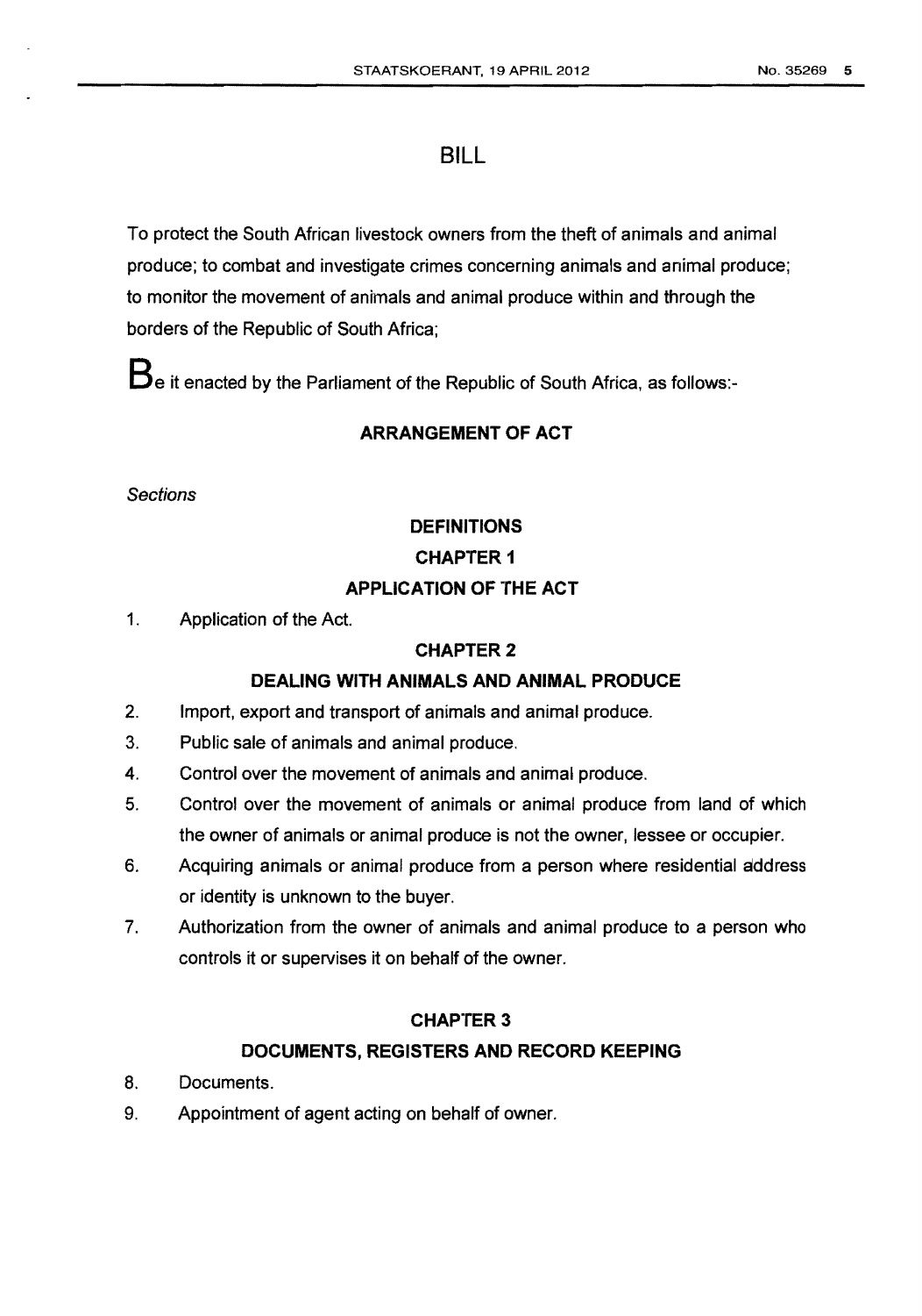# BILL

To protect the South African livestock owners from the theft of animals and animal produce; to combat and investigate crimes concerning animals and animal produce; to monitor the movement of animals and animal produce within and through the borders of the Republic of South Africa;

**B**e it enacted by the Parliament of the Republic of South Africa, as follows:-

## ARRANGEMENT OF ACT

*Sections*

### DEFINITIONS

### CHAPTER 1

### APPLICATION OF THE ACT

1. Application of the Act.

### CHAPTER 2

### DEALING WITH ANIMALS AND ANIMAL PRODUCE

2. Import, export and transport of animals and animal produce.
3. Public sale of animals and animal produce.
4. Control over the movement of animals and animal produce.
5. Control over the movement of animals or animal produce from land of which the owner of animals or animal produce is not the owner, lessee or occupier.
6. Acquiring animals or animal produce from a person where residential address or identity is unknown to the buyer.
7. Authorization from the owner of animals and animal produce to a person who controls it or supervises it on behalf of the owner.

### CHAPTER 3

### DOCUMENTS, REGISTERS AND RECORD KEEPING

8. Documents.
9. Appointment of agent acting on behalf of owner.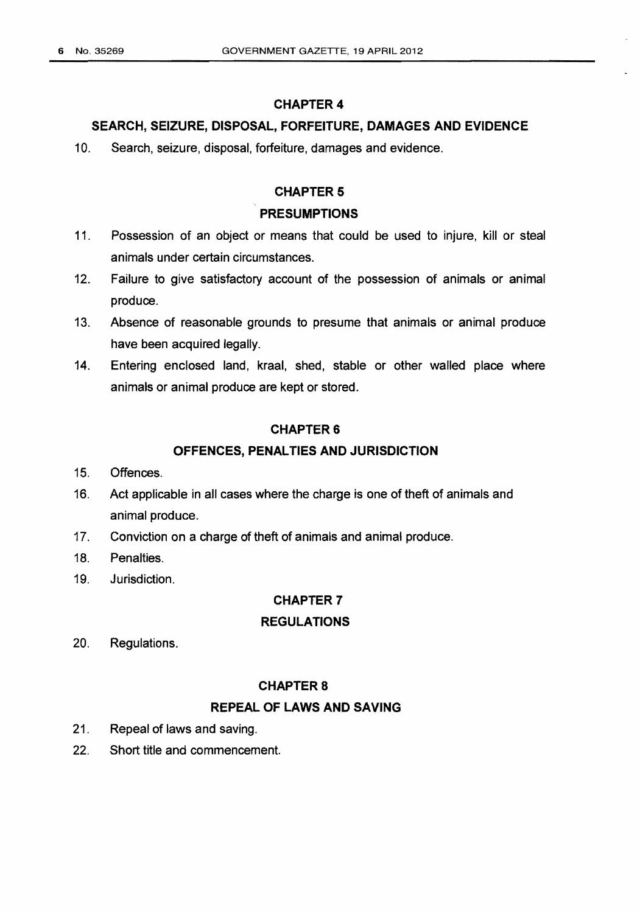## CHAPTER 4

## SEARCH, SEIZURE, DISPOSAL, FORFEITURE, DAMAGES AND EVIDENCE

10. Search, seizure, disposal, forfeiture, damages and evidence.

## CHAPTER 5

## PRESUMPTIONS

11. Possession of an object or means that could be used to injure, kill or steal animals under certain circumstances.
12. Failure to give satisfactory account of the possession of animals or animal produce.
13. Absence of reasonable grounds to presume that animals or animal produce have been acquired legally.
14. Entering enclosed land, kraal, shed, stable or other walled place where animals or animal produce are kept or stored.

## CHAPTER 6

## OFFENCES, PENALTIES AND JURISDICTION

15. Offences.
16. Act applicable in all cases where the charge is one of theft of animals and animal produce.
17. Conviction on a charge of theft of animals and animal produce.
18. Penalties.
19. Jurisdiction.

## CHAPTER 7

## REGULATIONS

20. Regulations.

## CHAPTER 8

## REPEAL OF LAWS AND SAVING

21. Repeal of laws and saving.
22. Short title and commencement.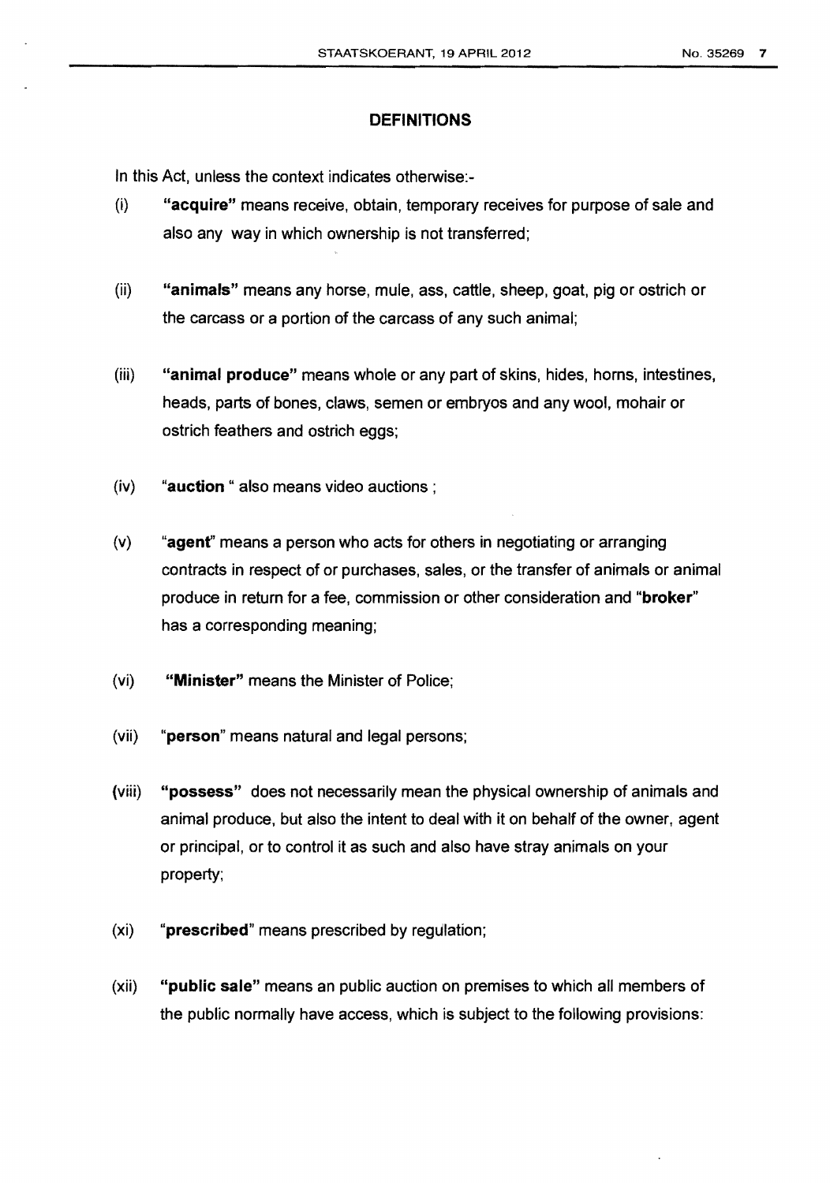## DEFINITIONS

In this Act, unless the context indicates otherwise:-

(i) **"acquire"** means receive, obtain, temporary receives for purpose of sale and also any way in which ownership is not transferred;

(ii) **"animals"** means any horse, mule, ass, cattle, sheep, goat, pig or ostrich or the carcass or a portion of the carcass of any such animal;

(iii) **"animal produce"** means whole or any part of skins, hides, horns, intestines, heads, parts of bones, claws, semen or embryos and any wool, mohair or ostrich feathers and ostrich eggs;

(iv) "**auction** " also means video auctions ;

(v) "**agent**" means a person who acts for others in negotiating or arranging contracts in respect of or purchases, sales, or the transfer of animals or animal produce in return for a fee, commission or other consideration and "**broker**" has a corresponding meaning;

(vi) **"Minister"** means the Minister of Police;

(vii) "**person**" means natural and legal persons;

(viii) **"possess"** does not necessarily mean the physical ownership of animals and animal produce, but also the intent to deal with it on behalf of the owner, agent or principal, or to control it as such and also have stray animals on your property;

(xi) "**prescribed**" means prescribed by regulation;

(xii) **"public sale"** means an public auction on premises to which all members of the public normally have access, which is subject to the following provisions: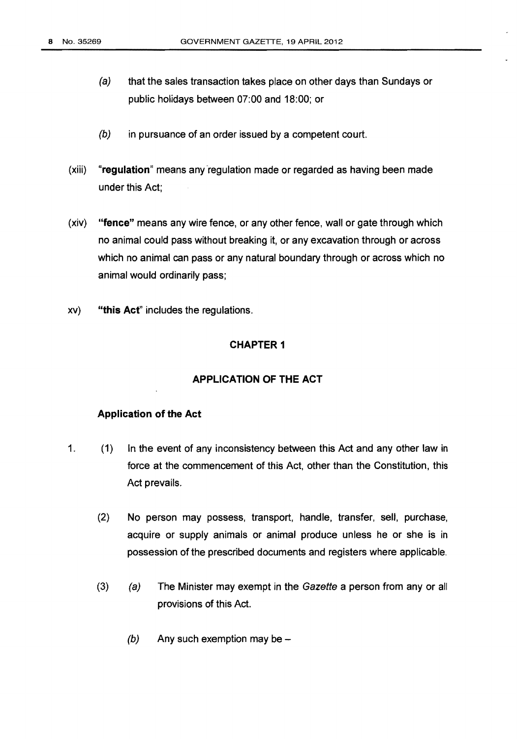(a) that the sales transaction takes place on other days than Sundays or public holidays between 07:00 and 18:00; or

(b) in pursuance of an order issued by a competent court.

(xiii) "**regulation**" means any regulation made or regarded as having been made under this Act;

(xiv) **"fence"** means any wire fence, or any other fence, wall or gate through which no animal could pass without breaking it, or any excavation through or across which no animal can pass or any natural boundary through or across which no animal would ordinarily pass;

xv) **"this Act"** includes the regulations.

## CHAPTER 1

## APPLICATION OF THE ACT

### Application of the Act

1. (1) In the event of any inconsistency between this Act and any other law in force at the commencement of this Act, other than the Constitution, this Act prevails.

(2) No person may possess, transport, handle, transfer, sell, purchase, acquire or supply animals or animal produce unless he or she is in possession of the prescribed documents and registers where applicable.

(3) (a) The Minister may exempt in the *Gazette* a person from any or all provisions of this Act.

(b) Any such exemption may be –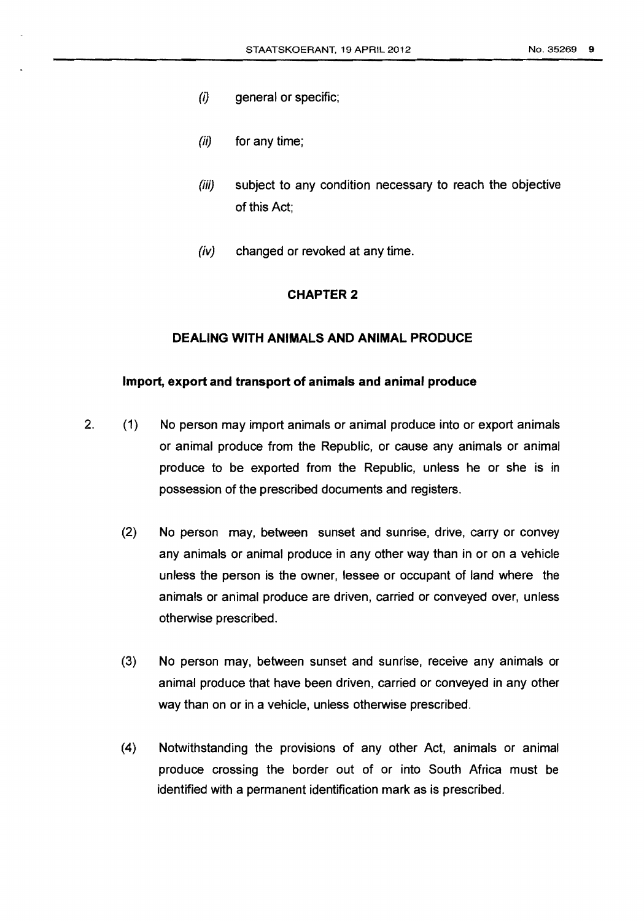(i) general or specific;

(ii) for any time;

(iii) subject to any condition necessary to reach the objective of this Act;

(iv) changed or revoked at any time.

## CHAPTER 2

## DEALING WITH ANIMALS AND ANIMAL PRODUCE

### Import, export and transport of animals and animal produce

2. (1) No person may import animals or animal produce into or export animals or animal produce from the Republic, or cause any animals or animal produce to be exported from the Republic, unless he or she is in possession of the prescribed documents and registers.

(2) No person may, between sunset and sunrise, drive, carry or convey any animals or animal produce in any other way than in or on a vehicle unless the person is the owner, lessee or occupant of land where the animals or animal produce are driven, carried or conveyed over, unless otherwise prescribed.

(3) No person may, between sunset and sunrise, receive any animals or animal produce that have been driven, carried or conveyed in any other way than on or in a vehicle, unless otherwise prescribed.

(4) Notwithstanding the provisions of any other Act, animals or animal produce crossing the border out of or into South Africa must be identified with a permanent identification mark as is prescribed.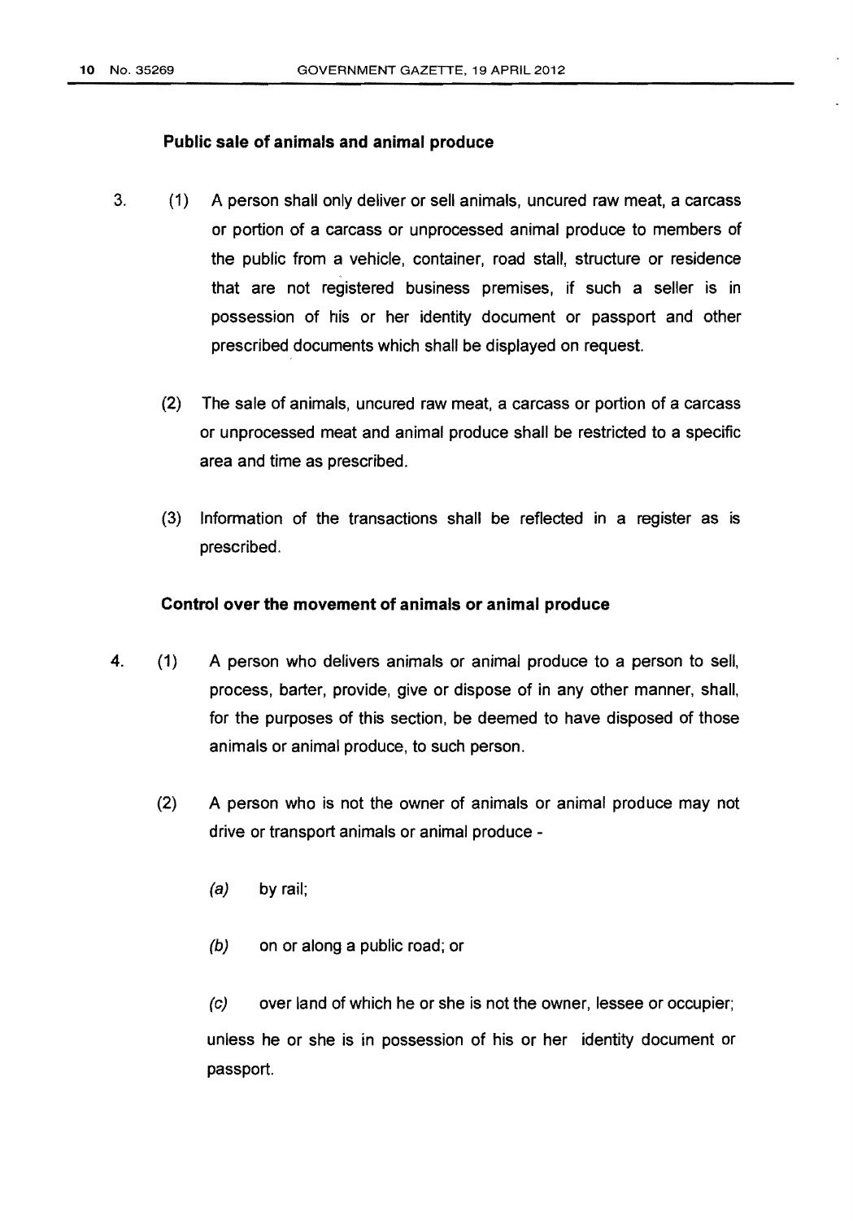## Public sale of animals and animal produce

3. (1) A person shall only deliver or sell animals, uncured raw meat, a carcass or portion of a carcass or unprocessed animal produce to members of the public from a vehicle, container, road stall, structure or residence that are not registered business premises, if such a seller is in possession of his or her identity document or passport and other prescribed documents which shall be displayed on request.

   (2) The sale of animals, uncured raw meat, a carcass or portion of a carcass or unprocessed meat and animal produce shall be restricted to a specific area and time as prescribed.

   (3) Information of the transactions shall be reflected in a register as is prescribed.

## Control over the movement of animals or animal produce

4. (1) A person who delivers animals or animal produce to a person to sell, process, barter, provide, give or dispose of in any other manner, shall, for the purposes of this section, be deemed to have disposed of those animals or animal produce, to such person.

   (2) A person who is not the owner of animals or animal produce may not drive or transport animals or animal produce -

      *(a)* by rail;

      *(b)* on or along a public road; or

      *(c)* over land of which he or she is not the owner, lessee or occupier;

   unless he or she is in possession of his or her identity document or passport.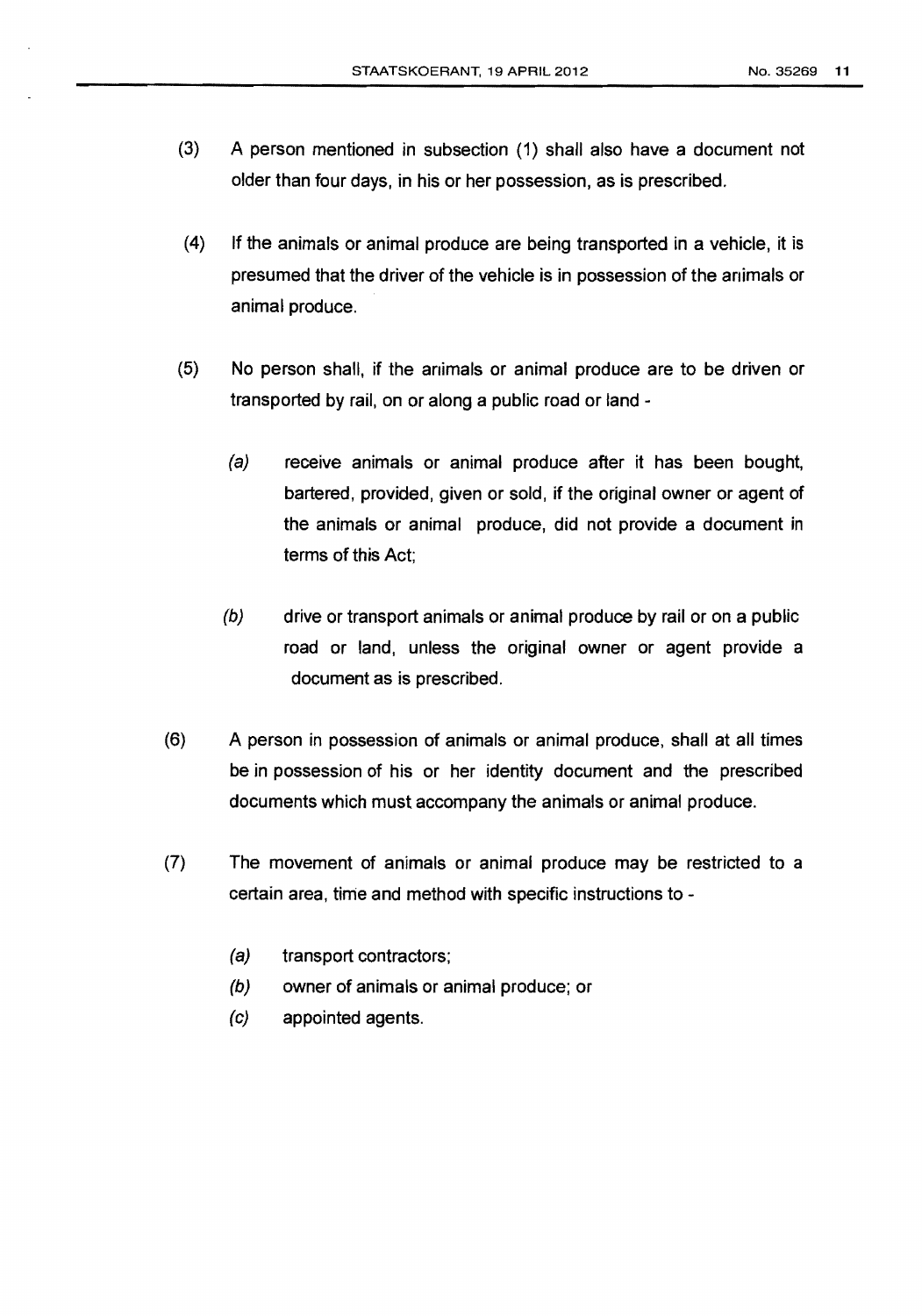(3) A person mentioned in subsection (1) shall also have a document not older than four days, in his or her possession, as is prescribed.

(4) If the animals or animal produce are being transported in a vehicle, it is presumed that the driver of the vehicle is in possession of the animals or animal produce.

(5) No person shall, if the animals or animal produce are to be driven or transported by rail, on or along a public road or land -

*(a)* receive animals or animal produce after it has been bought, bartered, provided, given or sold, if the original owner or agent of the animals or animal produce, did not provide a document in terms of this Act;

*(b)* drive or transport animals or animal produce by rail or on a public road or land, unless the original owner or agent provide a document as is prescribed.

(6) A person in possession of animals or animal produce, shall at all times be in possession of his or her identity document and the prescribed documents which must accompany the animals or animal produce.

(7) The movement of animals or animal produce may be restricted to a certain area, time and method with specific instructions to -

*(a)* transport contractors;
*(b)* owner of animals or animal produce; or
*(c)* appointed agents.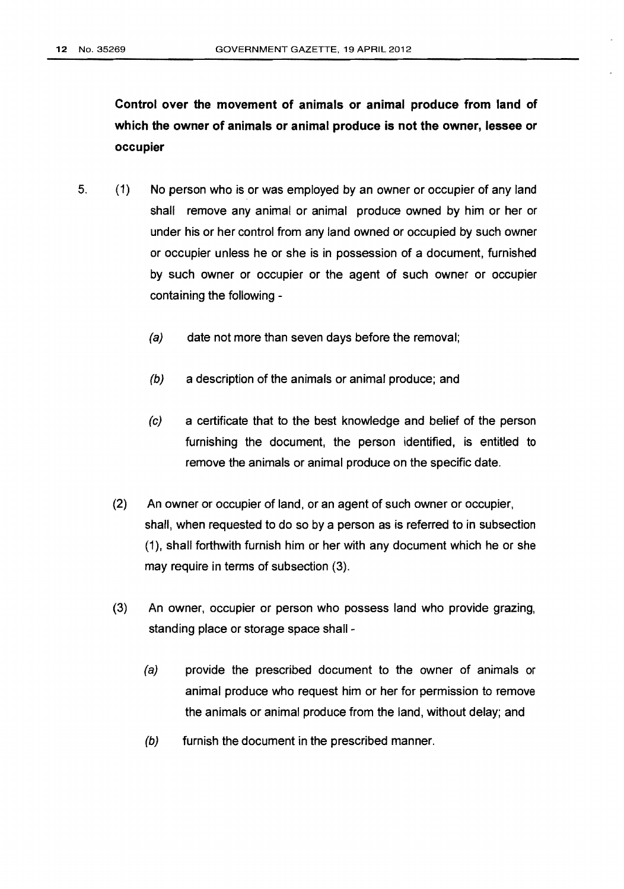**Control over the movement of animals or animal produce from land of which the owner of animals or animal produce is not the owner, lessee or occupier**

5. (1) No person who is or was employed by an owner or occupier of any land shall remove any animal or animal produce owned by him or her or under his or her control from any land owned or occupied by such owner or occupier unless he or she is in possession of a document, furnished by such owner or occupier or the agent of such owner or occupier containing the following -

   *(a)* date not more than seven days before the removal;

   *(b)* a description of the animals or animal produce; and

   *(c)* a certificate that to the best knowledge and belief of the person furnishing the document, the person identified, is entitled to remove the animals or animal produce on the specific date.

(2) An owner or occupier of land, or an agent of such owner or occupier, shall, when requested to do so by a person as is referred to in subsection (1), shall forthwith furnish him or her with any document which he or she may require in terms of subsection (3).

(3) An owner, occupier or person who possess land who provide grazing, standing place or storage space shall -

   *(a)* provide the prescribed document to the owner of animals or animal produce who request him or her for permission to remove the animals or animal produce from the land, without delay; and

   *(b)* furnish the document in the prescribed manner.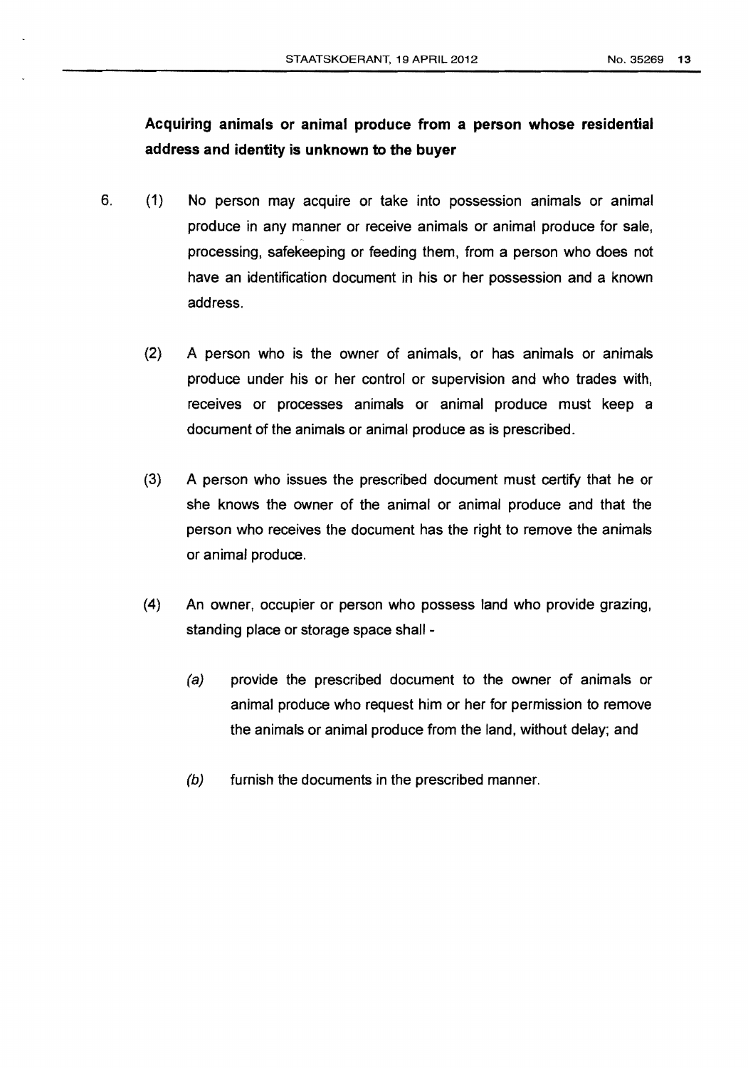**Acquiring animals or animal produce from a person whose residential address and identity is unknown to the buyer**

6. (1) No person may acquire or take into possession animals or animal produce in any manner or receive animals or animal produce for sale, processing, safekeeping or feeding them, from a person who does not have an identification document in his or her possession and a known address.

   (2) A person who is the owner of animals, or has animals or animals produce under his or her control or supervision and who trades with, receives or processes animals or animal produce must keep a document of the animals or animal produce as is prescribed.

   (3) A person who issues the prescribed document must certify that he or she knows the owner of the animal or animal produce and that the person who receives the document has the right to remove the animals or animal produce.

   (4) An owner, occupier or person who possess land who provide grazing, standing place or storage space shall -

      *(a)* provide the prescribed document to the owner of animals or animal produce who request him or her for permission to remove the animals or animal produce from the land, without delay; and

      *(b)* furnish the documents in the prescribed manner.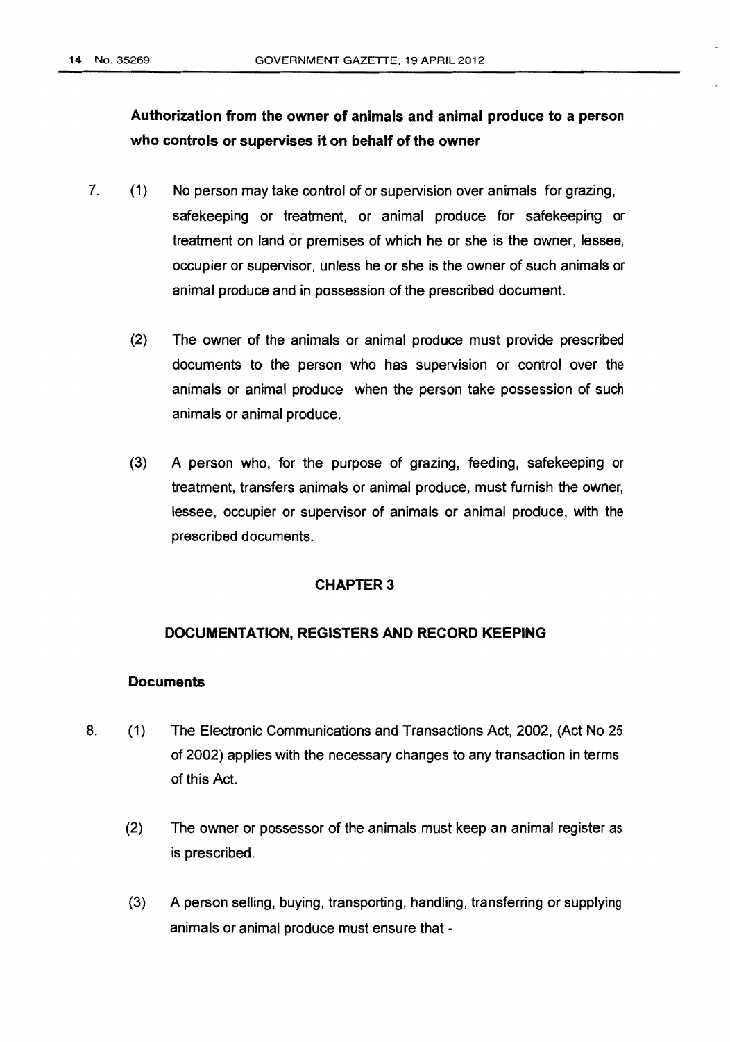**Authorization from the owner of animals and animal produce to a person who controls or supervises it on behalf of the owner**

7. (1) No person may take control of or supervision over animals for grazing, safekeeping or treatment, or animal produce for safekeeping or treatment on land or premises of which he or she is the owner, lessee, occupier or supervisor, unless he or she is the owner of such animals or animal produce and in possession of the prescribed document.

(2) The owner of the animals or animal produce must provide prescribed documents to the person who has supervision or control over the animals or animal produce when the person take possession of such animals or animal produce.

(3) A person who, for the purpose of grazing, feeding, safekeeping or treatment, transfers animals or animal produce, must furnish the owner, lessee, occupier or supervisor of animals or animal produce, with the prescribed documents.

## CHAPTER 3

## DOCUMENTATION, REGISTERS AND RECORD KEEPING

**Documents**

8. (1) The Electronic Communications and Transactions Act, 2002, (Act No 25 of 2002) applies with the necessary changes to any transaction in terms of this Act.

(2) The owner or possessor of the animals must keep an animal register as is prescribed.

(3) A person selling, buying, transporting, handling, transferring or supplying animals or animal produce must ensure that -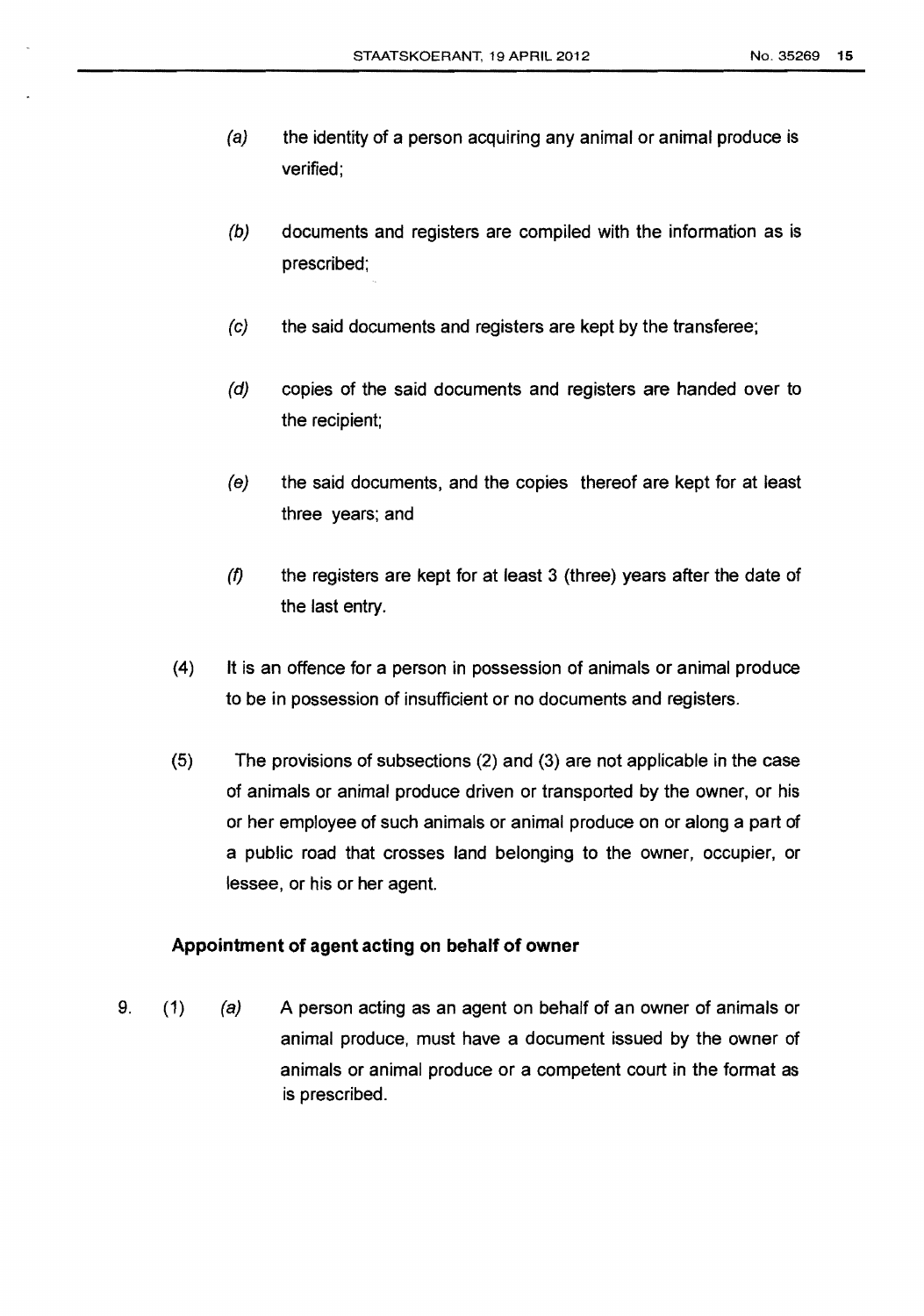(a) the identity of a person acquiring any animal or animal produce is verified;

(b) documents and registers are compiled with the information as is prescribed;

(c) the said documents and registers are kept by the transferee;

(d) copies of the said documents and registers are handed over to the recipient;

(e) the said documents, and the copies thereof are kept for at least three years; and

(f) the registers are kept for at least 3 (three) years after the date of the last entry.

(4) It is an offence for a person in possession of animals or animal produce to be in possession of insufficient or no documents and registers.

(5) The provisions of subsections (2) and (3) are not applicable in the case of animals or animal produce driven or transported by the owner, or his or her employee of such animals or animal produce on or along a part of a public road that crosses land belonging to the owner, occupier, or lessee, or his or her agent.

**Appointment of agent acting on behalf of owner**

9. (1) (a) A person acting as an agent on behalf of an owner of animals or animal produce, must have a document issued by the owner of animals or animal produce or a competent court in the format as is prescribed.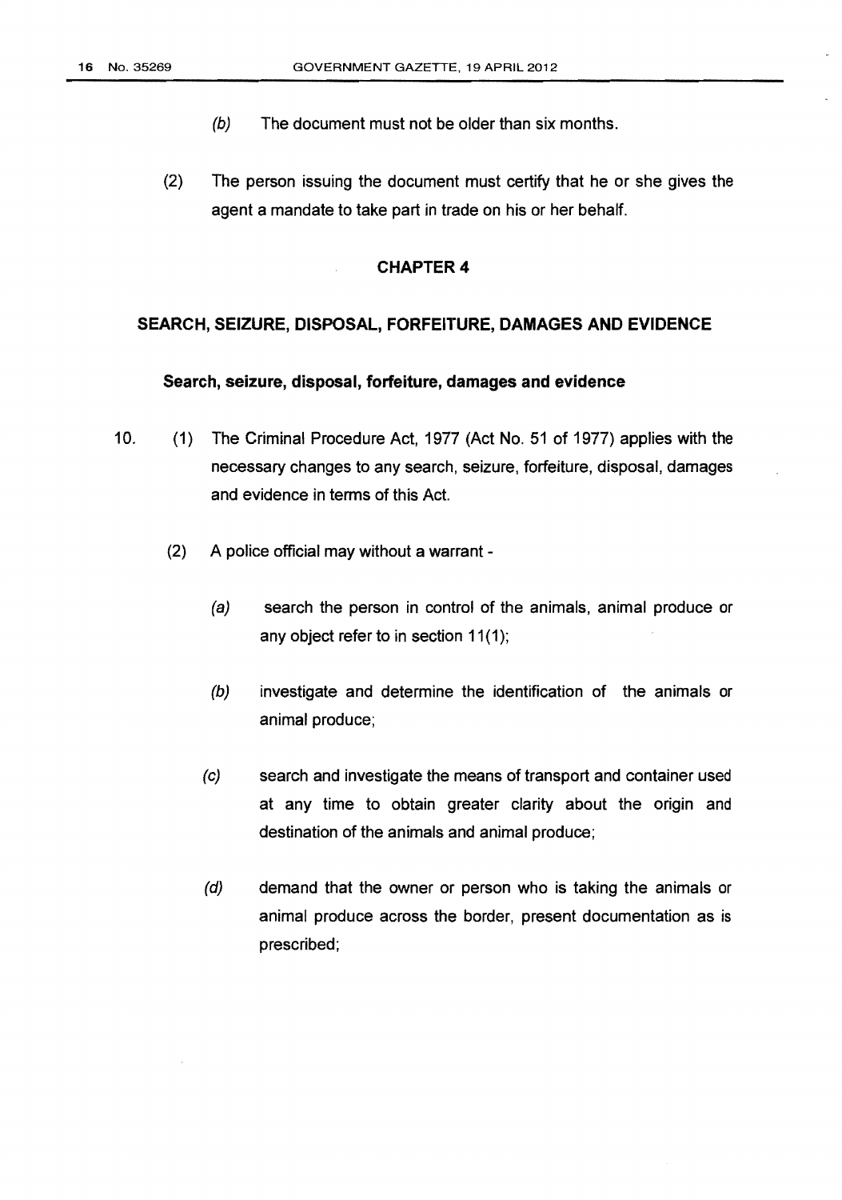(b) The document must not be older than six months.

(2) The person issuing the document must certify that he or she gives the agent a mandate to take part in trade on his or her behalf.

## CHAPTER 4

## SEARCH, SEIZURE, DISPOSAL, FORFEITURE, DAMAGES AND EVIDENCE

### Search, seizure, disposal, forfeiture, damages and evidence

10. (1) The Criminal Procedure Act, 1977 (Act No. 51 of 1977) applies with the necessary changes to any search, seizure, forfeiture, disposal, damages and evidence in terms of this Act.

(2) A police official may without a warrant -

*(a)* search the person in control of the animals, animal produce or any object refer to in section 11(1);

*(b)* investigate and determine the identification of the animals or animal produce;

*(c)* search and investigate the means of transport and container used at any time to obtain greater clarity about the origin and destination of the animals and animal produce;

*(d)* demand that the owner or person who is taking the animals or animal produce across the border, present documentation as is prescribed;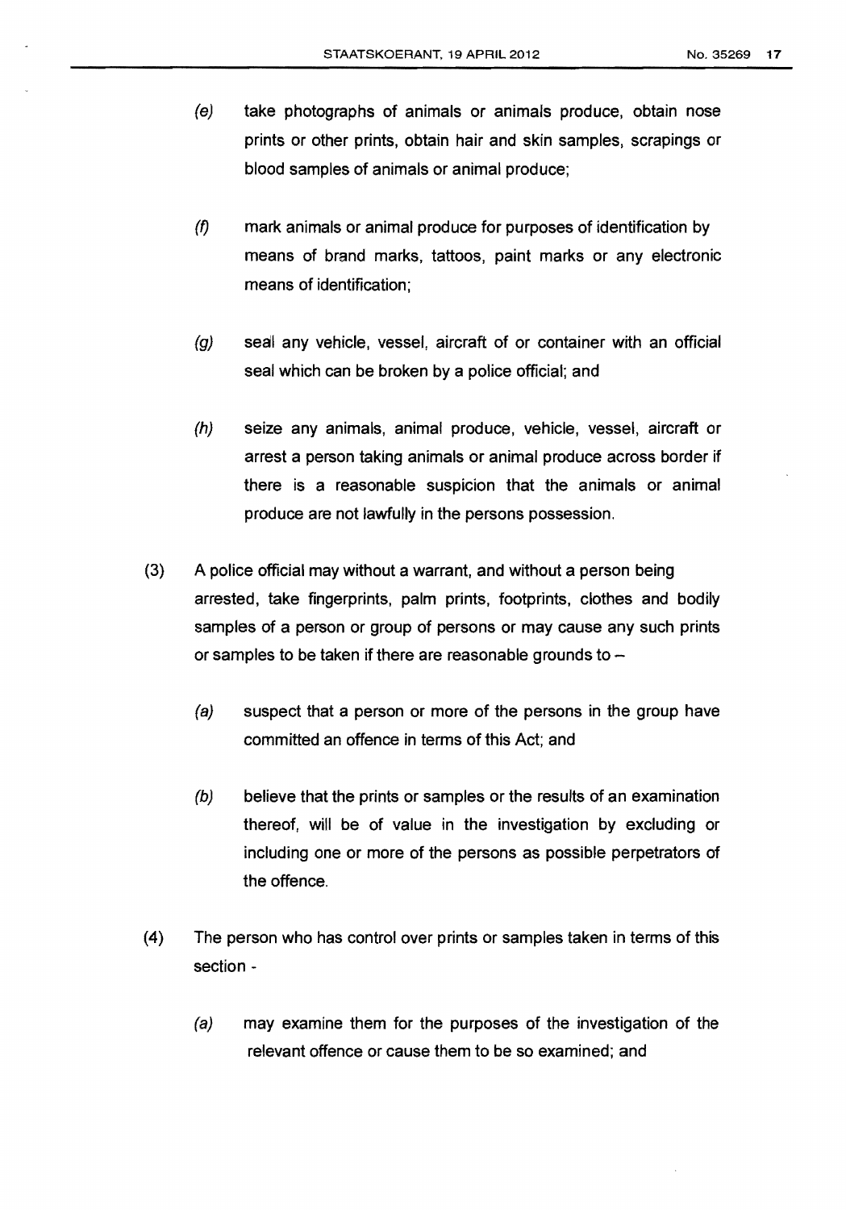(e) take photographs of animals or animals produce, obtain nose prints or other prints, obtain hair and skin samples, scrapings or blood samples of animals or animal produce;

(f) mark animals or animal produce for purposes of identification by means of brand marks, tattoos, paint marks or any electronic means of identification;

(g) seal any vehicle, vessel, aircraft of or container with an official seal which can be broken by a police official; and

(h) seize any animals, animal produce, vehicle, vessel, aircraft or arrest a person taking animals or animal produce across border if there is a reasonable suspicion that the animals or animal produce are not lawfully in the persons possession.

(3) A police official may without a warrant, and without a person being arrested, take fingerprints, palm prints, footprints, clothes and bodily samples of a person or group of persons or may cause any such prints or samples to be taken if there are reasonable grounds to –

(a) suspect that a person or more of the persons in the group have committed an offence in terms of this Act; and

(b) believe that the prints or samples or the results of an examination thereof, will be of value in the investigation by excluding or including one or more of the persons as possible perpetrators of the offence.

(4) The person who has control over prints or samples taken in terms of this section -

(a) may examine them for the purposes of the investigation of the relevant offence or cause them to be so examined; and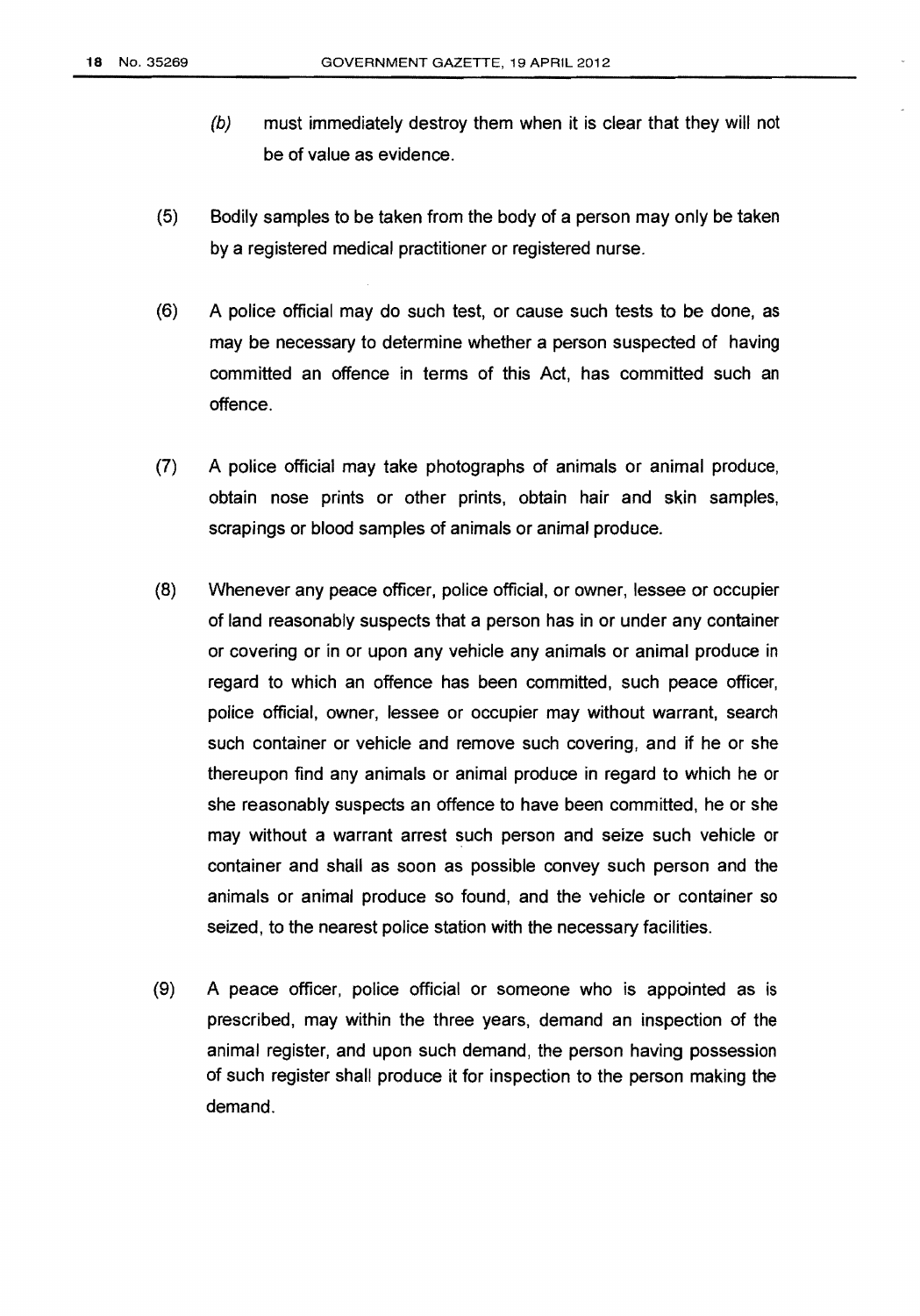(b) must immediately destroy them when it is clear that they will not be of value as evidence.

(5) Bodily samples to be taken from the body of a person may only be taken by a registered medical practitioner or registered nurse.

(6) A police official may do such test, or cause such tests to be done, as may be necessary to determine whether a person suspected of having committed an offence in terms of this Act, has committed such an offence.

(7) A police official may take photographs of animals or animal produce, obtain nose prints or other prints, obtain hair and skin samples, scrapings or blood samples of animals or animal produce.

(8) Whenever any peace officer, police official, or owner, lessee or occupier of land reasonably suspects that a person has in or under any container or covering or in or upon any vehicle any animals or animal produce in regard to which an offence has been committed, such peace officer, police official, owner, lessee or occupier may without warrant, search such container or vehicle and remove such covering, and if he or she thereupon find any animals or animal produce in regard to which he or she reasonably suspects an offence to have been committed, he or she may without a warrant arrest such person and seize such vehicle or container and shall as soon as possible convey such person and the animals or animal produce so found, and the vehicle or container so seized, to the nearest police station with the necessary facilities.

(9) A peace officer, police official or someone who is appointed as is prescribed, may within the three years, demand an inspection of the animal register, and upon such demand, the person having possession of such register shall produce it for inspection to the person making the demand.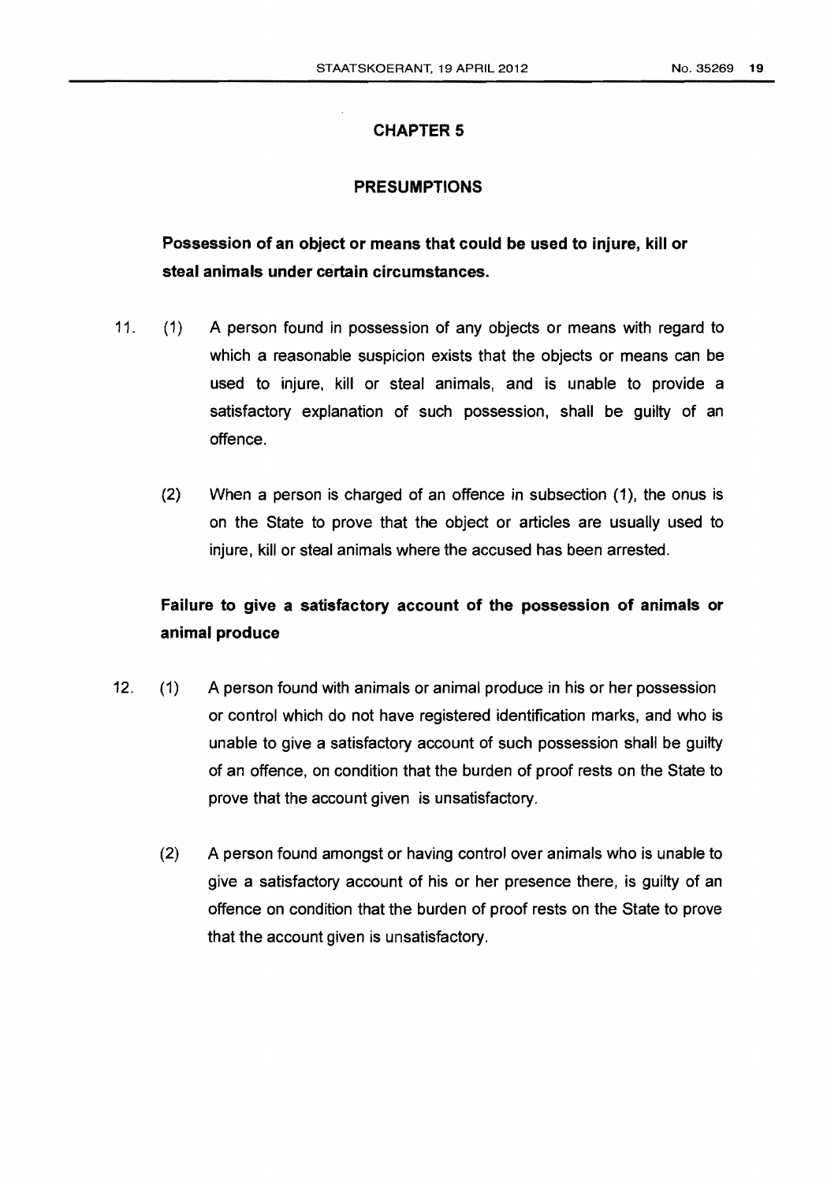## CHAPTER 5

## PRESUMPTIONS

**Possession of an object or means that could be used to injure, kill or steal animals under certain circumstances.**

11. (1) A person found in possession of any objects or means with regard to which a reasonable suspicion exists that the objects or means can be used to injure, kill or steal animals, and is unable to provide a satisfactory explanation of such possession, shall be guilty of an offence.

(2) When a person is charged of an offence in subsection (1), the onus is on the State to prove that the object or articles are usually used to injure, kill or steal animals where the accused has been arrested.

**Failure to give a satisfactory account of the possession of animals or animal produce**

12. (1) A person found with animals or animal produce in his or her possession or control which do not have registered identification marks, and who is unable to give a satisfactory account of such possession shall be guilty of an offence, on condition that the burden of proof rests on the State to prove that the account given is unsatisfactory.

(2) A person found amongst or having control over animals who is unable to give a satisfactory account of his or her presence there, is guilty of an offence on condition that the burden of proof rests on the State to prove that the account given is unsatisfactory.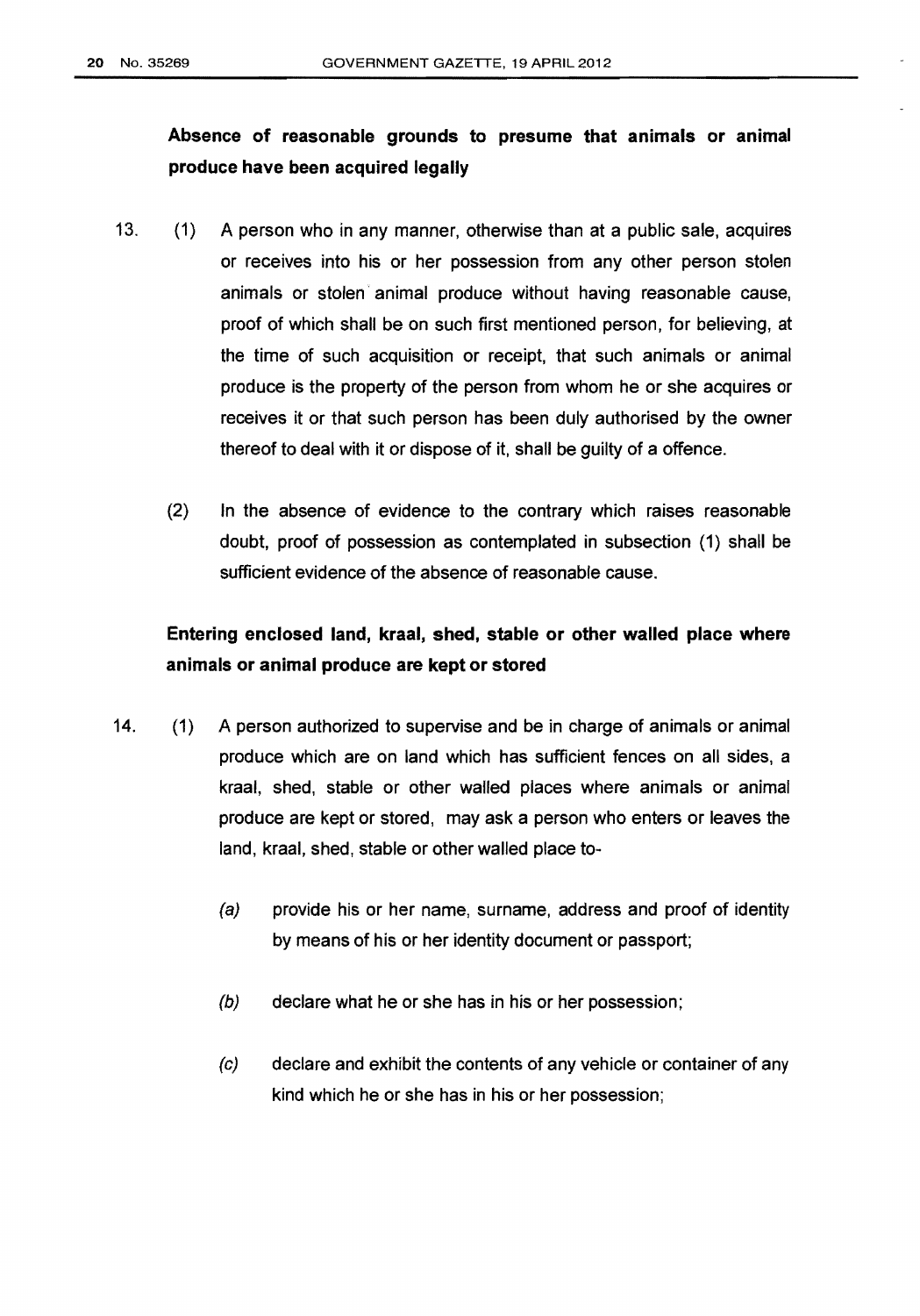**Absence of reasonable grounds to presume that animals or animal produce have been acquired legally**

13. (1) A person who in any manner, otherwise than at a public sale, acquires or receives into his or her possession from any other person stolen animals or stolen animal produce without having reasonable cause, proof of which shall be on such first mentioned person, for believing, at the time of such acquisition or receipt, that such animals or animal produce is the property of the person from whom he or she acquires or receives it or that such person has been duly authorised by the owner thereof to deal with it or dispose of it, shall be guilty of a offence.

(2) In the absence of evidence to the contrary which raises reasonable doubt, proof of possession as contemplated in subsection (1) shall be sufficient evidence of the absence of reasonable cause.

**Entering enclosed land, kraal, shed, stable or other walled place where animals or animal produce are kept or stored**

14. (1) A person authorized to supervise and be in charge of animals or animal produce which are on land which has sufficient fences on all sides, a kraal, shed, stable or other walled places where animals or animal produce are kept or stored, may ask a person who enters or leaves the land, kraal, shed, stable or other walled place to-

*(a)* provide his or her name, surname, address and proof of identity by means of his or her identity document or passport;

*(b)* declare what he or she has in his or her possession;

*(c)* declare and exhibit the contents of any vehicle or container of any kind which he or she has in his or her possession;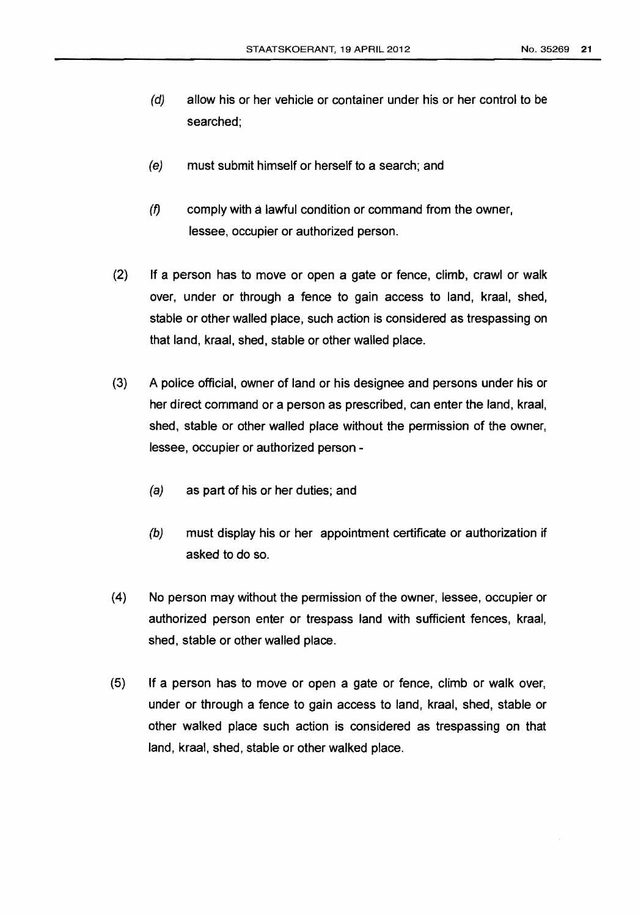(d) allow his or her vehicle or container under his or her control to be searched;

(e) must submit himself or herself to a search; and

(f) comply with a lawful condition or command from the owner, lessee, occupier or authorized person.

(2) If a person has to move or open a gate or fence, climb, crawl or walk over, under or through a fence to gain access to land, kraal, shed, stable or other walled place, such action is considered as trespassing on that land, kraal, shed, stable or other walled place.

(3) A police official, owner of land or his designee and persons under his or her direct command or a person as prescribed, can enter the land, kraal, shed, stable or other walled place without the permission of the owner, lessee, occupier or authorized person -

(a) as part of his or her duties; and

(b) must display his or her appointment certificate or authorization if asked to do so.

(4) No person may without the permission of the owner, lessee, occupier or authorized person enter or trespass land with sufficient fences, kraal, shed, stable or other walled place.

(5) If a person has to move or open a gate or fence, climb or walk over, under or through a fence to gain access to land, kraal, shed, stable or other walked place such action is considered as trespassing on that land, kraal, shed, stable or other walked place.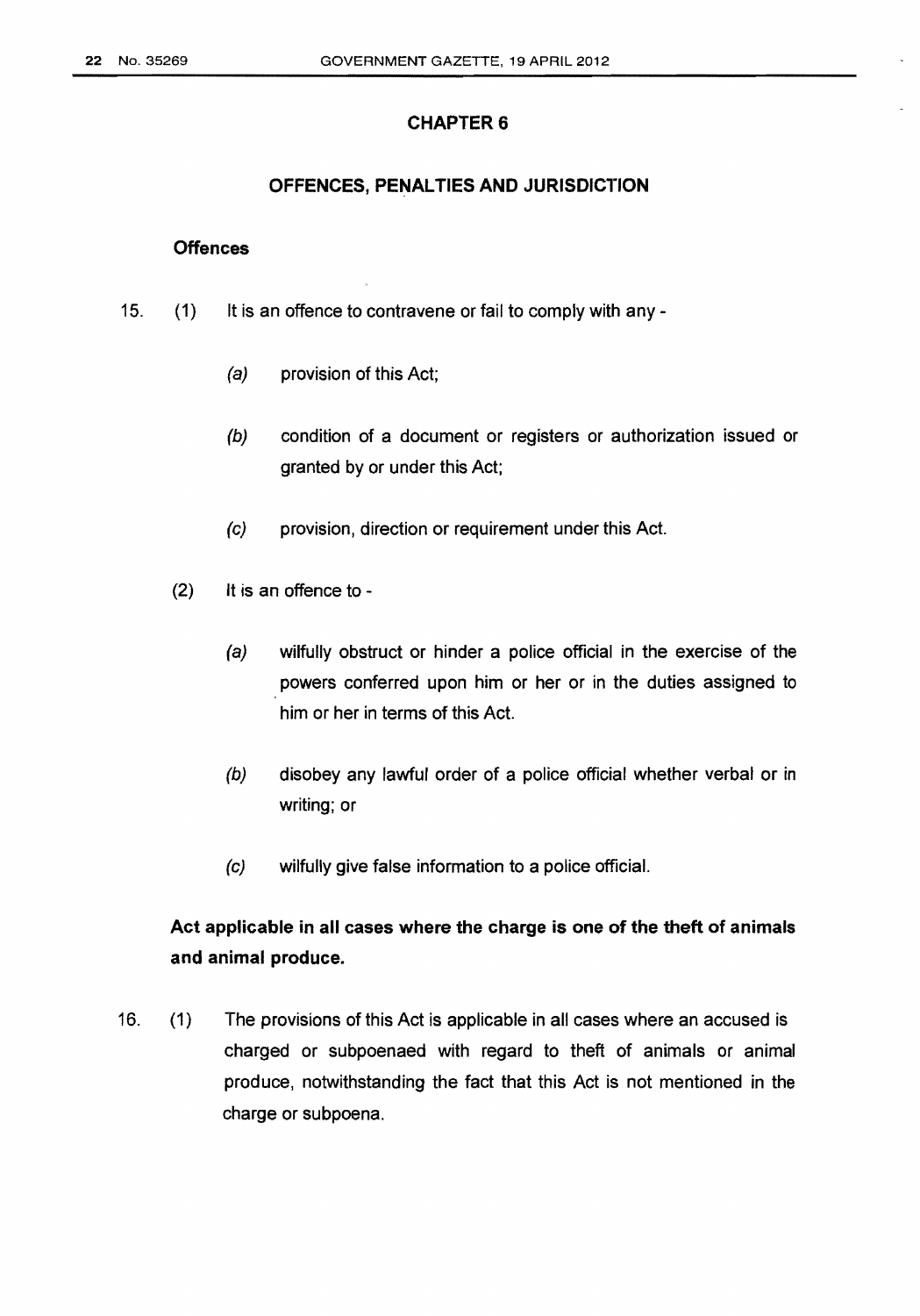# CHAPTER 6

## OFFENCES, PENALTIES AND JURISDICTION

### Offences

15. (1) It is an offence to contravene or fail to comply with any -

  *(a)* provision of this Act;

  *(b)* condition of a document or registers or authorization issued or granted by or under this Act;

  *(c)* provision, direction or requirement under this Act.

(2) It is an offence to -

  *(a)* wilfully obstruct or hinder a police official in the exercise of the powers conferred upon him or her or in the duties assigned to him or her in terms of this Act.

  *(b)* disobey any lawful order of a police official whether verbal or in writing; or

  *(c)* wilfully give false information to a police official.

### Act applicable in all cases where the charge is one of the theft of animals and animal produce.

16. (1) The provisions of this Act is applicable in all cases where an accused is charged or subpoenaed with regard to theft of animals or animal produce, notwithstanding the fact that this Act is not mentioned in the charge or subpoena.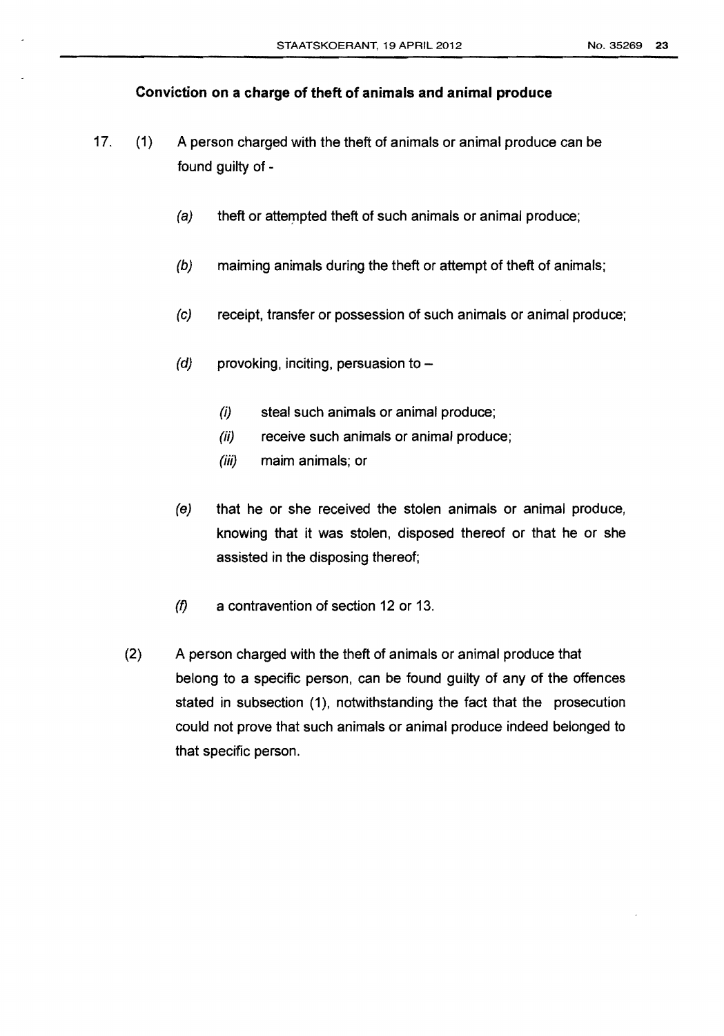**Conviction on a charge of theft of animals and animal produce**

17. (1) A person charged with the theft of animals or animal produce can be found guilty of -

*(a)* theft or attempted theft of such animals or animal produce;

*(b)* maiming animals during the theft or attempt of theft of animals;

*(c)* receipt, transfer or possession of such animals or animal produce;

*(d)* provoking, inciting, persuasion to –

*(i)* steal such animals or animal produce;
*(ii)* receive such animals or animal produce;
*(iii)* maim animals; or

*(e)* that he or she received the stolen animals or animal produce, knowing that it was stolen, disposed thereof or that he or she assisted in the disposing thereof;

*(f)* a contravention of section 12 or 13.

(2) A person charged with the theft of animals or animal produce that belong to a specific person, can be found guilty of any of the offences stated in subsection (1), notwithstanding the fact that the prosecution could not prove that such animals or animal produce indeed belonged to that specific person.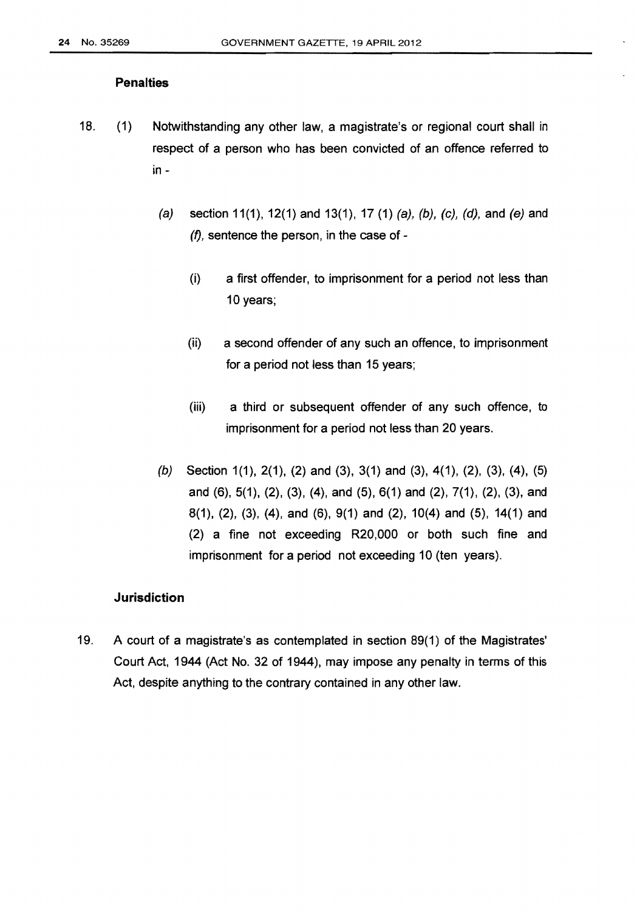### Penalties

18. (1) Notwithstanding any other law, a magistrate's or regional court shall in respect of a person who has been convicted of an offence referred to in -

   *(a)* section 11(1), 12(1) and 13(1), 17 (1) *(a)*, *(b)*, *(c)*, *(d)*, and *(e)* and *(f)*, sentence the person, in the case of -

      (i) a first offender, to imprisonment for a period not less than 10 years;

      (ii) a second offender of any such an offence, to imprisonment for a period not less than 15 years;

      (iii) a third or subsequent offender of any such offence, to imprisonment for a period not less than 20 years.

   *(b)* Section 1(1), 2(1), (2) and (3), 3(1) and (3), 4(1), (2), (3), (4), (5) and (6), 5(1), (2), (3), (4), and (5), 6(1) and (2), 7(1), (2), (3), and 8(1), (2), (3), (4), and (6), 9(1) and (2), 10(4) and (5), 14(1) and (2) a fine not exceeding R20,000 or both such fine and imprisonment for a period not exceeding 10 (ten years).

### Jurisdiction

19. A court of a magistrate's as contemplated in section 89(1) of the Magistrates' Court Act, 1944 (Act No. 32 of 1944), may impose any penalty in terms of this Act, despite anything to the contrary contained in any other law.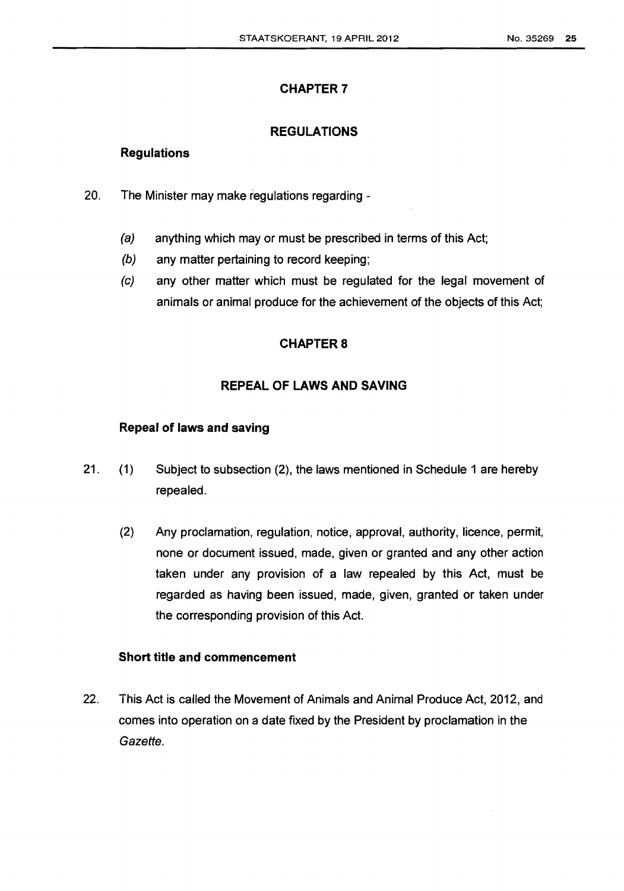## CHAPTER 7

## REGULATIONS

### Regulations

20. The Minister may make regulations regarding -

   *(a)* anything which may or must be prescribed in terms of this Act;

   *(b)* any matter pertaining to record keeping;

   *(c)* any other matter which must be regulated for the legal movement of animals or animal produce for the achievement of the objects of this Act;

## CHAPTER 8

## REPEAL OF LAWS AND SAVING

### Repeal of laws and saving

21. (1) Subject to subsection (2), the laws mentioned in Schedule 1 are hereby repealed.

   (2) Any proclamation, regulation, notice, approval, authority, licence, permit, none or document issued, made, given or granted and any other action taken under any provision of a law repealed by this Act, must be regarded as having been issued, made, given, granted or taken under the corresponding provision of this Act.

### Short title and commencement

22. This Act is called the Movement of Animals and Animal Produce Act, 2012, and comes into operation on a date fixed by the President by proclamation in the *Gazette*.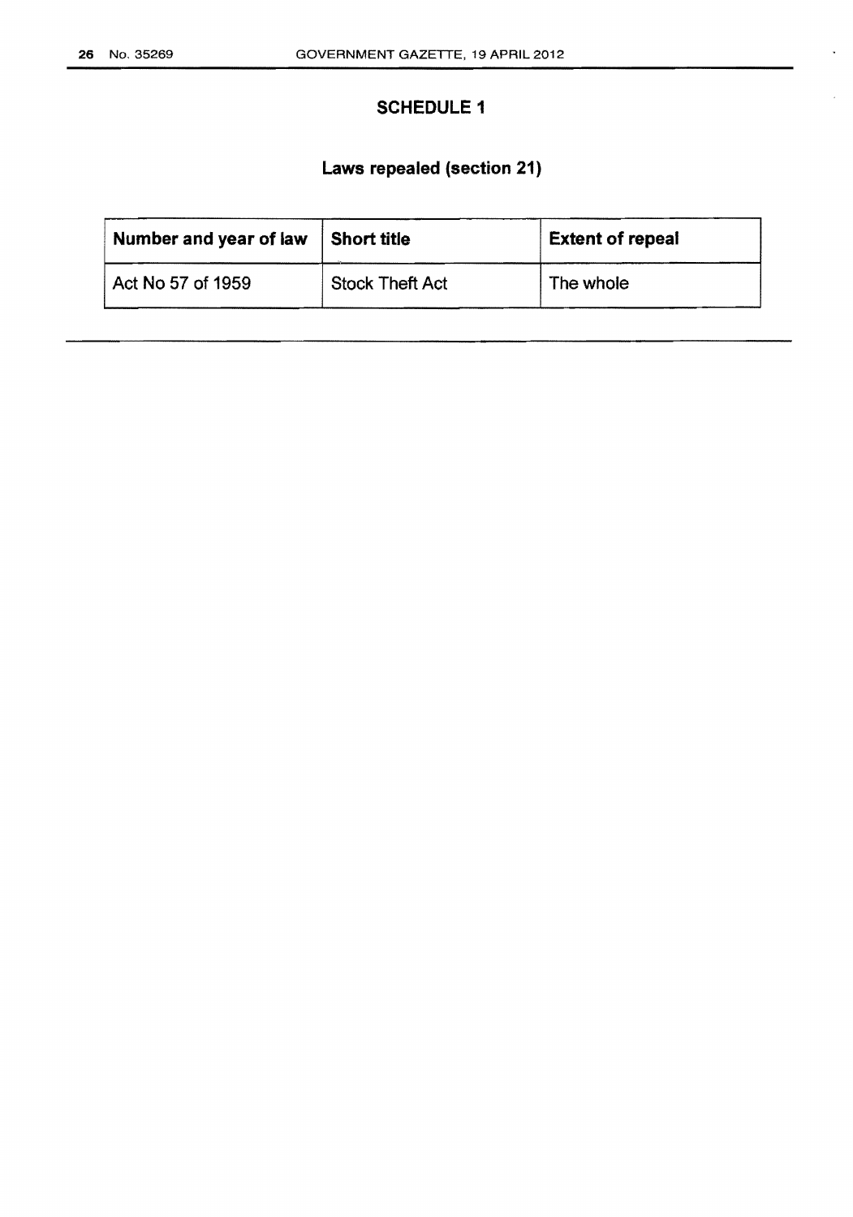## SCHEDULE 1

### Laws repealed (section 21)

| Number and year of law | Short title | Extent of repeal |
|---|---|---|
| Act No 57 of 1959 | Stock Theft Act | The whole |